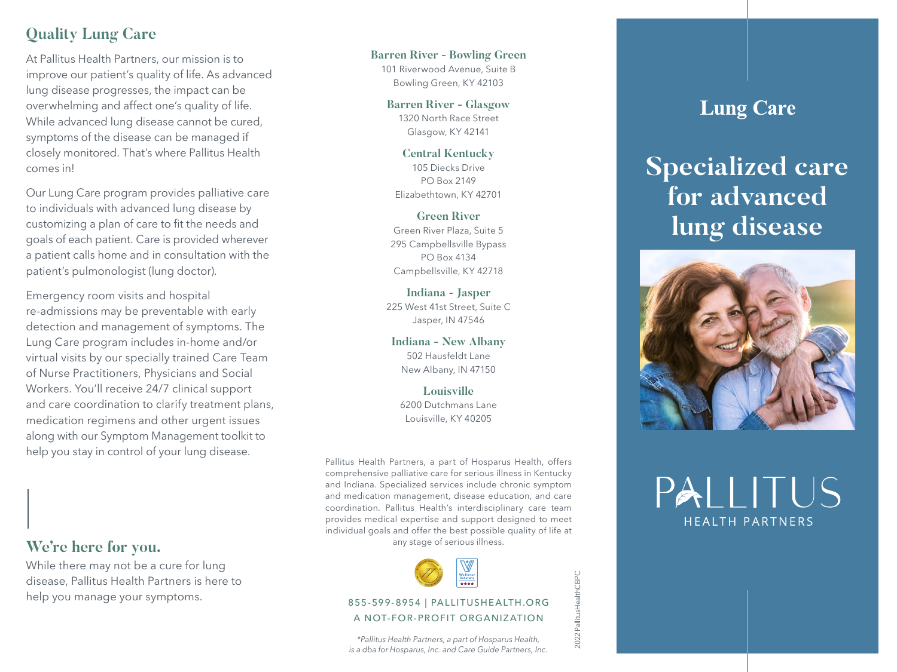## Quality Lung Care

At Pallitus Health Partners, our mission is to improve our patient's quality of life. As advanced lung disease progresses, the impact can be overwhelming and affect one's quality of life. While advanced lung disease cannot be cured, symptoms of the disease can be managed if closely monitored. That's where Pallitus Health comes in!

Our Lung Care program provides palliative care to individuals with advanced lung disease by customizing a plan of care to fit the needs and goals of each patient. Care is provided wherever a patient calls home and in consultation with the patient's pulmonologist (lung doctor).

Emergency room visits and hospital re-admissions may be preventable with early detection and management of symptoms. The Lung Care program includes in-home and/or virtual visits by our specially trained Care Team of Nurse Practitioners, Physicians and Social Workers. You'll receive 24/7 clinical support and care coordination to clarify treatment plans, medication regimens and other urgent issues along with our Symptom Management toolkit to help you stay in control of your lung disease.

## We're here for you.

While there may not be a cure for lung disease, Pallitus Health Partners is here to help you manage your symptoms.

**Barren River - Bowling Green**
101 Riverwood Avenue, Suite B
Bowling Green, KY 42103

**Barren River - Glasgow**
1320 North Race Street
Glasgow, KY 42141

**Central Kentucky**
105 Diecks Drive
PO Box 2149
Elizabethtown, KY 42701

**Green River**
Green River Plaza, Suite 5
295 Campbellsville Bypass
PO Box 4134
Campbellsville, KY 42718

**Indiana - Jasper**
225 West 41st Street, Suite C
Jasper, IN 47546

**Indiana - New Albany**
502 Hausfeldt Lane
New Albany, IN 47150

**Louisville**
6200 Dutchmans Lane
Louisville, KY 40205

Pallitus Health Partners, a part of Hosparus Health, offers comprehensive palliative care for serious illness in Kentucky and Indiana. Specialized services include chronic symptom and medication management, disease education, and care coordination. Pallitus Health's interdisciplinary care team provides medical expertise and support designed to meet individual goals and offer the best possible quality of life at any stage of serious illness.

855-599-8954 | PALLITUSHEALTH.ORG
A NOT-FOR-PROFIT ORGANIZATION

*\*Pallitus Health Partners, a part of Hosparus Health, is a dba for Hosparus, Inc. and Care Guide Partners, Inc.*

2022 PallitusHealthCBPC

## Lung Care

# Specialized care for advanced lung disease

PALLITUS
HEALTH PARTNERS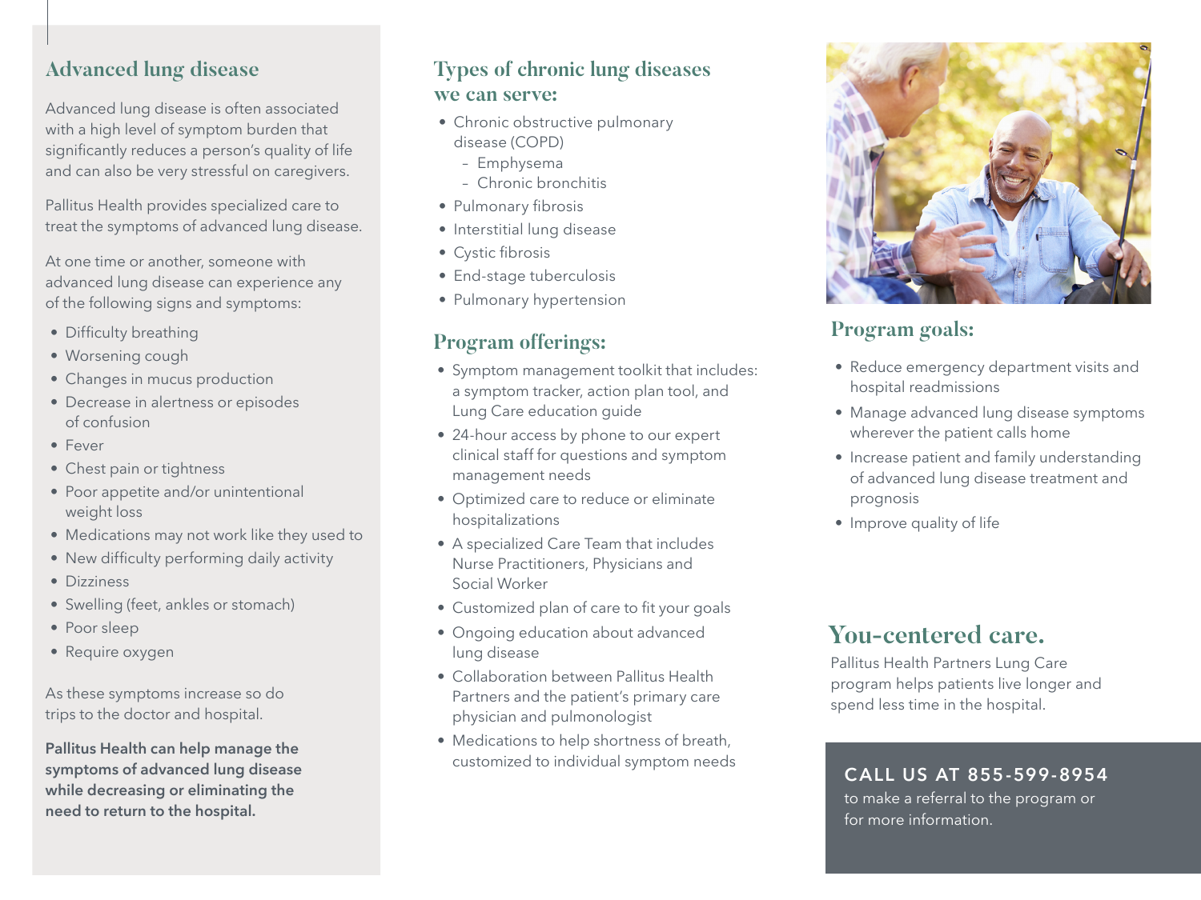## Advanced lung disease

Advanced lung disease is often associated with a high level of symptom burden that significantly reduces a person's quality of life and can also be very stressful on caregivers.

Pallitus Health provides specialized care to treat the symptoms of advanced lung disease.

At one time or another, someone with advanced lung disease can experience any of the following signs and symptoms:

- Difficulty breathing
- Worsening cough
- Changes in mucus production
- Decrease in alertness or episodes of confusion
- Fever
- Chest pain or tightness
- Poor appetite and/or unintentional weight loss
- Medications may not work like they used to
- New difficulty performing daily activity
- Dizziness
- Swelling (feet, ankles or stomach)
- Poor sleep
- Require oxygen

As these symptoms increase so do trips to the doctor and hospital.

**Pallitus Health can help manage the symptoms of advanced lung disease while decreasing or eliminating the need to return to the hospital.**

## Types of chronic lung diseases we can serve:

- Chronic obstructive pulmonary disease (COPD)
  - Emphysema
  - Chronic bronchitis
- Pulmonary fibrosis
- Interstitial lung disease
- Cystic fibrosis
- End-stage tuberculosis
- Pulmonary hypertension

## Program offerings:

- Symptom management toolkit that includes: a symptom tracker, action plan tool, and Lung Care education guide
- 24-hour access by phone to our expert clinical staff for questions and symptom management needs
- Optimized care to reduce or eliminate hospitalizations
- A specialized Care Team that includes Nurse Practitioners, Physicians and Social Worker
- Customized plan of care to fit your goals
- Ongoing education about advanced lung disease
- Collaboration between Pallitus Health Partners and the patient's primary care physician and pulmonologist
- Medications to help shortness of breath, customized to individual symptom needs

## Program goals:

- Reduce emergency department visits and hospital readmissions
- Manage advanced lung disease symptoms wherever the patient calls home
- Increase patient and family understanding of advanced lung disease treatment and prognosis
- Improve quality of life

## You-centered care.

Pallitus Health Partners Lung Care program helps patients live longer and spend less time in the hospital.

**CALL US AT 855-599-8954**
to make a referral to the program or for more information.